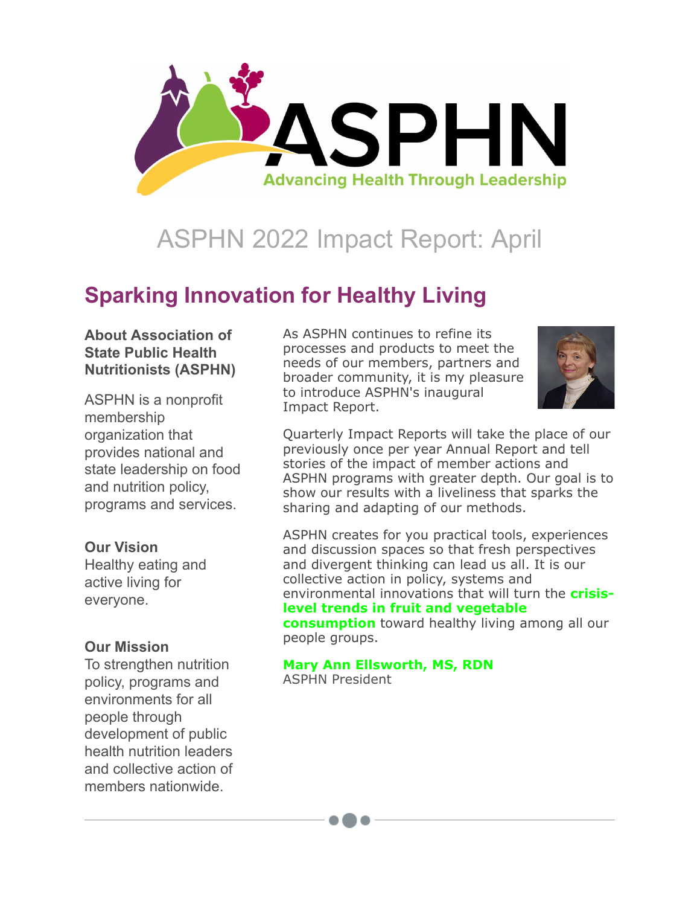ASPHN

Advancing Health Through Leadership

# ASPHN 2022 Impact Report: April

## Sparking Innovation for Healthy Living

**About Association of State Public Health Nutritionists (ASPHN)**

ASPHN is a nonprofit membership organization that provides national and state leadership on food and nutrition policy, programs and services.

**Our Vision**

Healthy eating and active living for everyone.

**Our Mission**

To strengthen nutrition policy, programs and environments for all people through development of public health nutrition leaders and collective action of members nationwide.

As ASPHN continues to refine its processes and products to meet the needs of our members, partners and broader community, it is my pleasure to introduce ASPHN's inaugural Impact Report.

Quarterly Impact Reports will take the place of our previously once per year Annual Report and tell stories of the impact of member actions and ASPHN programs with greater depth. Our goal is to show our results with a liveliness that sparks the sharing and adapting of our methods.

ASPHN creates for you practical tools, experiences and discussion spaces so that fresh perspectives and divergent thinking can lead us all. It is our collective action in policy, systems and environmental innovations that will turn the **crisis-level trends in fruit and vegetable consumption** toward healthy living among all our people groups.

**Mary Ann Ellsworth, MS, RDN**
ASPHN President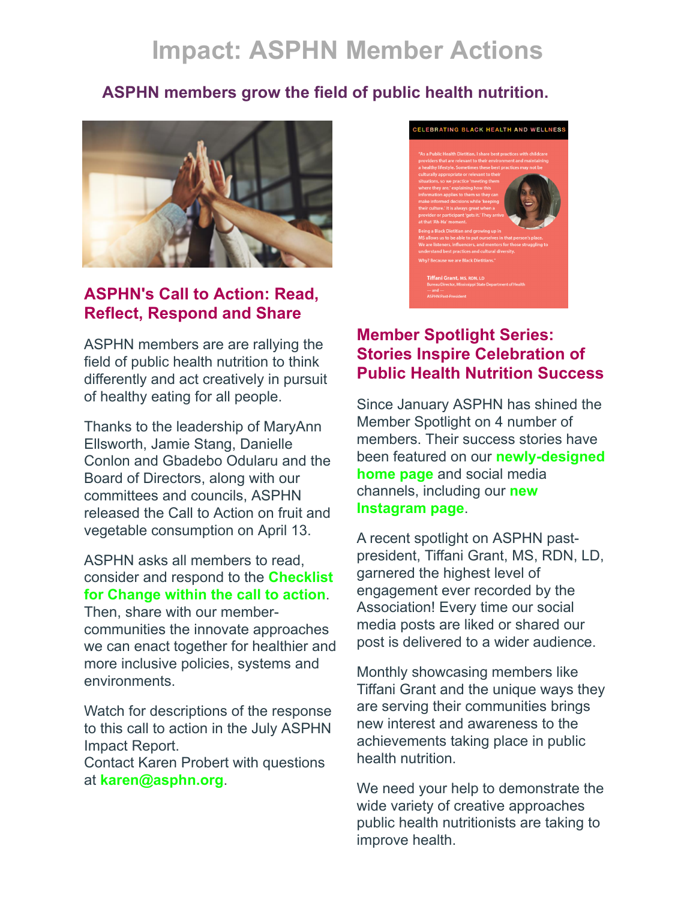# Impact: ASPHN Member Actions

## ASPHN members grow the field of public health nutrition.

### ASPHN's Call to Action: Read, Reflect, Respond and Share

ASPHN members are are rallying the field of public health nutrition to think differently and act creatively in pursuit of healthy eating for all people.

Thanks to the leadership of MaryAnn Ellsworth, Jamie Stang, Danielle Conlon and Gbadebo Odularu and the Board of Directors, along with our committees and councils, ASPHN released the Call to Action on fruit and vegetable consumption on April 13.

ASPHN asks all members to read, consider and respond to the **Checklist for Change within the call to action**. Then, share with our member-communities the innovate approaches we can enact together for healthier and more inclusive policies, systems and environments.

Watch for descriptions of the response to this call to action in the July ASPHN Impact Report.
Contact Karen Probert with questions at **karen@asphn.org**.

### Member Spotlight Series: Stories Inspire Celebration of Public Health Nutrition Success

Since January ASPHN has shined the Member Spotlight on 4 number of members. Their success stories have been featured on our **newly-designed home page** and social media channels, including our **new Instagram page**.

A recent spotlight on ASPHN past-president, Tiffani Grant, MS, RDN, LD, garnered the highest level of engagement ever recorded by the Association! Every time our social media posts are liked or shared our post is delivered to a wider audience.

Monthly showcasing members like Tiffani Grant and the unique ways they are serving their communities brings new interest and awareness to the achievements taking place in public health nutrition.

We need your help to demonstrate the wide variety of creative approaches public health nutritionists are taking to improve health.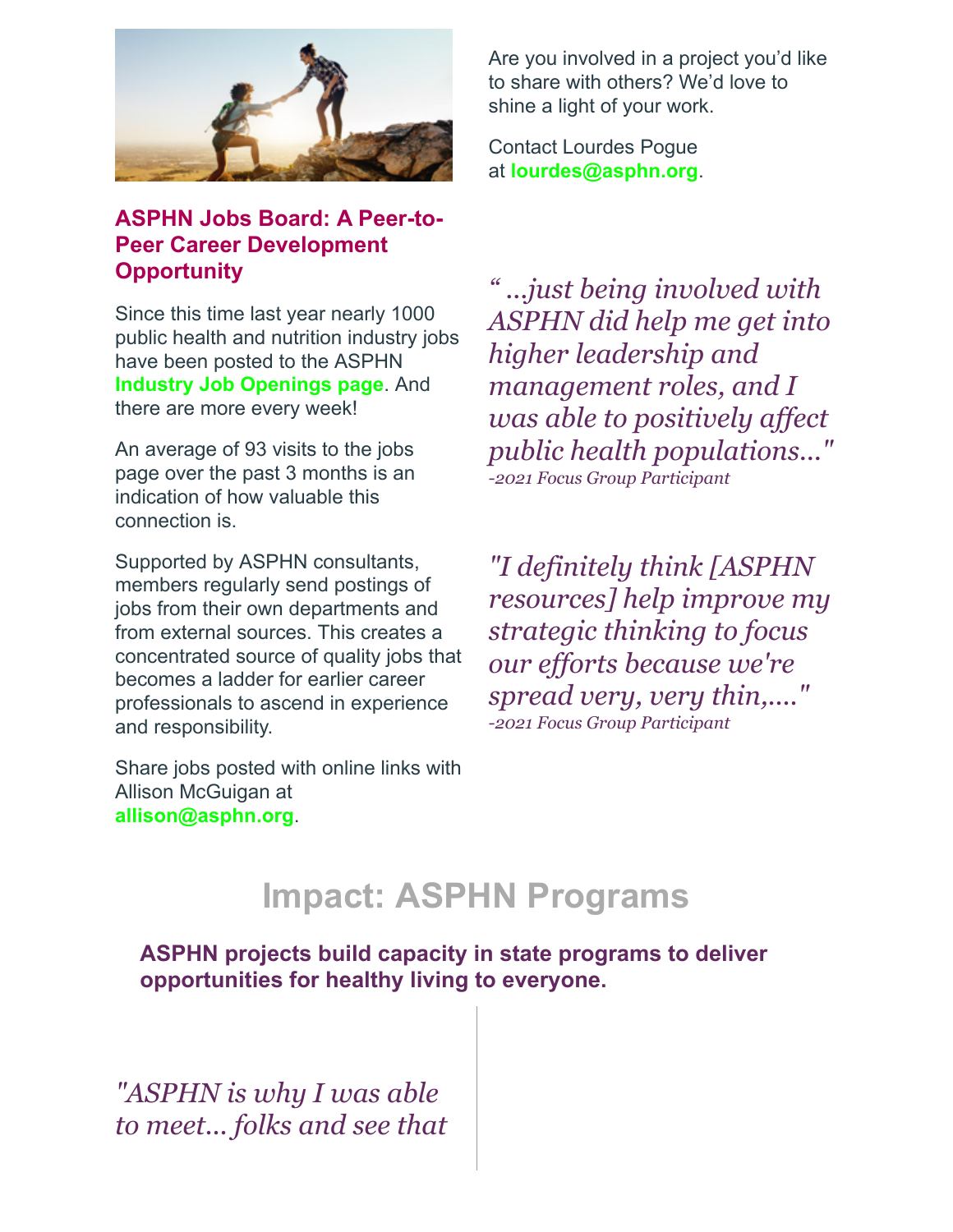### ASPHN Jobs Board: A Peer-to-Peer Career Development Opportunity

Since this time last year nearly 1000 public health and nutrition industry jobs have been posted to the ASPHN **Industry Job Openings page**. And there are more every week!

An average of 93 visits to the jobs page over the past 3 months is an indication of how valuable this connection is.

Supported by ASPHN consultants, members regularly send postings of jobs from their own departments and from external sources. This creates a concentrated source of quality jobs that becomes a ladder for earlier career professionals to ascend in experience and responsibility.

Share jobs posted with online links with Allison McGuigan at **allison@asphn.org**.

Are you involved in a project you'd like to share with others? We'd love to shine a light of your work.

Contact Lourdes Pogue at **lourdes@asphn.org**.

*" ...just being involved with ASPHN did help me get into higher leadership and management roles, and I was able to positively affect public health populations..."*
*-2021 Focus Group Participant*

*"I definitely think [ASPHN resources] help improve my strategic thinking to focus our efforts because we're spread very, very thin,...."*
*-2021 Focus Group Participant*

## Impact: ASPHN Programs

**ASPHN projects build capacity in state programs to deliver opportunities for healthy living to everyone.**

*"ASPHN is why I was able to meet... folks and see that*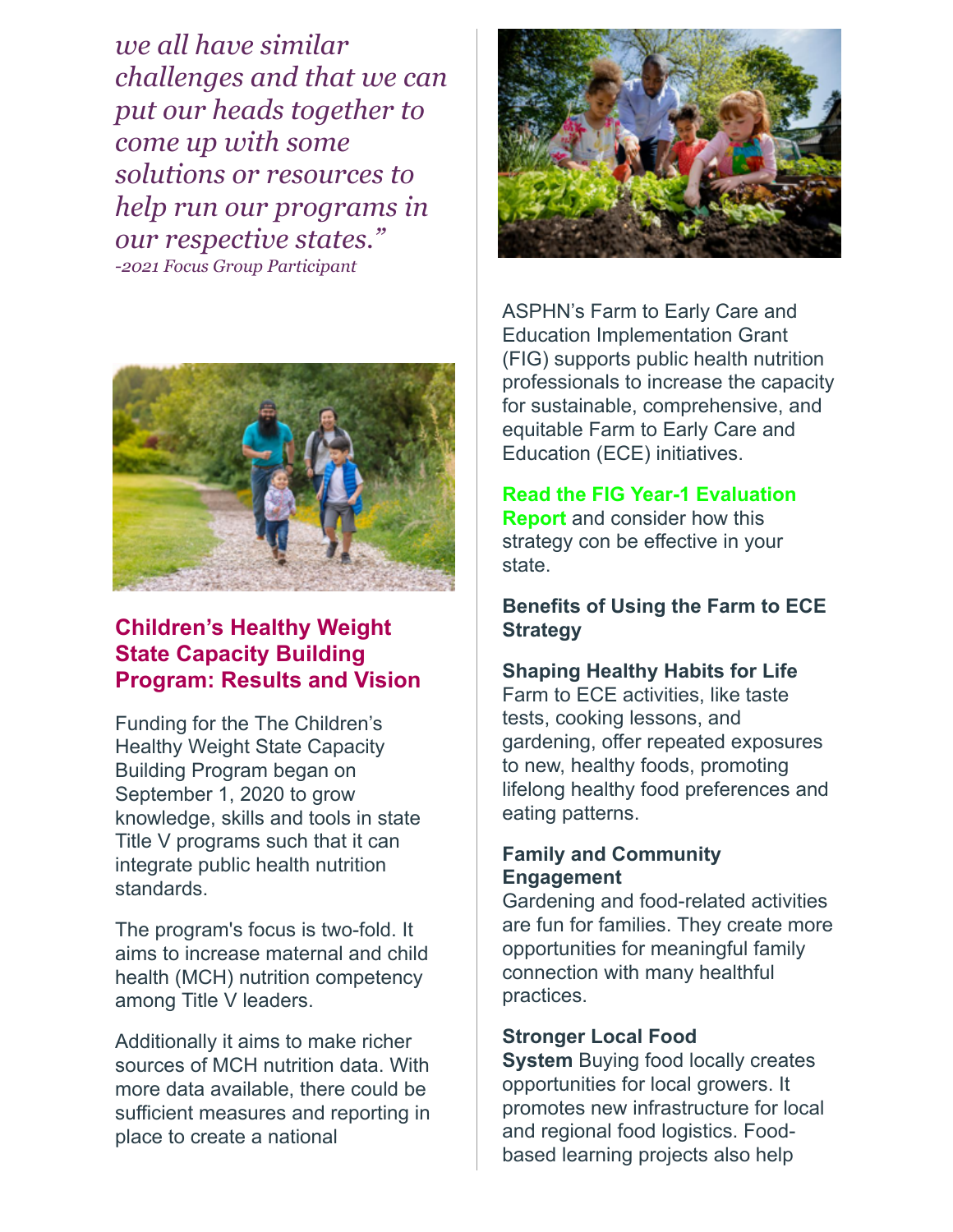*we all have similar challenges and that we can put our heads together to come up with some solutions or resources to help run our programs in our respective states."*
*-2021 Focus Group Participant*

## Children's Healthy Weight State Capacity Building Program: Results and Vision

Funding for the The Children's Healthy Weight State Capacity Building Program began on September 1, 2020 to grow knowledge, skills and tools in state Title V programs such that it can integrate public health nutrition standards.

The program's focus is two-fold. It aims to increase maternal and child health (MCH) nutrition competency among Title V leaders.

Additionally it aims to make richer sources of MCH nutrition data. With more data available, there could be sufficient measures and reporting in place to create a national

ASPHN's Farm to Early Care and Education Implementation Grant (FIG) supports public health nutrition professionals to increase the capacity for sustainable, comprehensive, and equitable Farm to Early Care and Education (ECE) initiatives.

**Read the FIG Year-1 Evaluation Report** and consider how this strategy con be effective in your state.

**Benefits of Using the Farm to ECE Strategy**

**Shaping Healthy Habits for Life**
Farm to ECE activities, like taste tests, cooking lessons, and gardening, offer repeated exposures to new, healthy foods, promoting lifelong healthy food preferences and eating patterns.

**Family and Community Engagement**
Gardening and food-related activities are fun for families. They create more opportunities for meaningful family connection with many healthful practices.

**Stronger Local Food System** Buying food locally creates opportunities for local growers. It promotes new infrastructure for local and regional food logistics. Food-based learning projects also help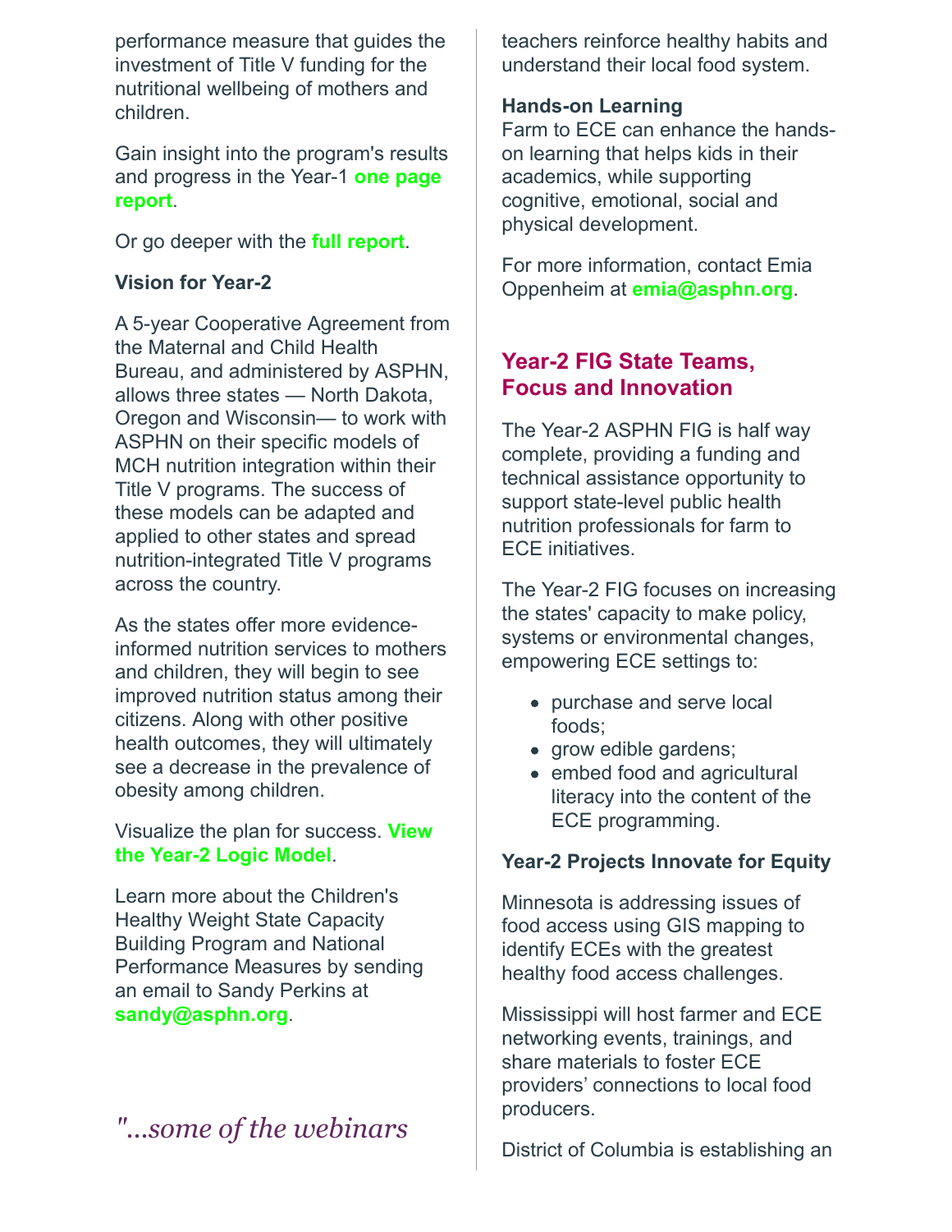performance measure that guides the investment of Title V funding for the nutritional wellbeing of mothers and children.

Gain insight into the program's results and progress in the Year-1 **one page report**.

Or go deeper with the **full report**.

**Vision for Year-2**

A 5-year Cooperative Agreement from the Maternal and Child Health Bureau, and administered by ASPHN, allows three states — North Dakota, Oregon and Wisconsin— to work with ASPHN on their specific models of MCH nutrition integration within their Title V programs. The success of these models can be adapted and applied to other states and spread nutrition-integrated Title V programs across the country.

As the states offer more evidence-informed nutrition services to mothers and children, they will begin to see improved nutrition status among their citizens. Along with other positive health outcomes, they will ultimately see a decrease in the prevalence of obesity among children.

Visualize the plan for success. **View the Year-2 Logic Model**.

Learn more about the Children's Healthy Weight State Capacity Building Program and National Performance Measures by sending an email to Sandy Perkins at **sandy@asphn.org**.

*"...some of the webinars*

teachers reinforce healthy habits and understand their local food system.

**Hands-on Learning**
Farm to ECE can enhance the hands-on learning that helps kids in their academics, while supporting cognitive, emotional, social and physical development.

For more information, contact Emia Oppenheim at **emia@asphn.org**.

## Year-2 FIG State Teams, Focus and Innovation

The Year-2 ASPHN FIG is half way complete, providing a funding and technical assistance opportunity to support state-level public health nutrition professionals for farm to ECE initiatives.

The Year-2 FIG focuses on increasing the states' capacity to make policy, systems or environmental changes, empowering ECE settings to:

- purchase and serve local foods;
- grow edible gardens;
- embed food and agricultural literacy into the content of the ECE programming.

**Year-2 Projects Innovate for Equity**

Minnesota is addressing issues of food access using GIS mapping to identify ECEs with the greatest healthy food access challenges.

Mississippi will host farmer and ECE networking events, trainings, and share materials to foster ECE providers' connections to local food producers.

District of Columbia is establishing an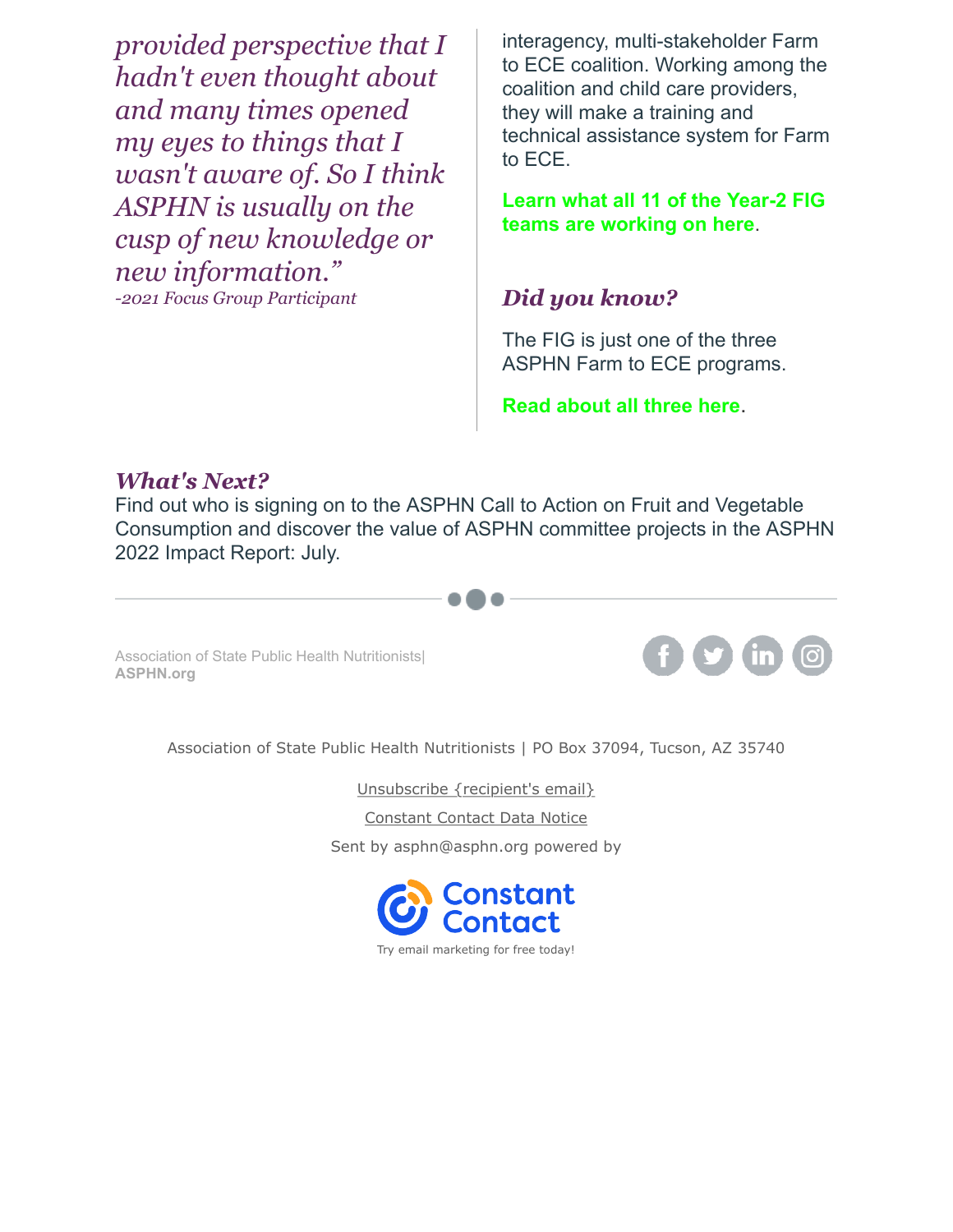*provided perspective that I hadn't even thought about and many times opened my eyes to things that I wasn't aware of. So I think ASPHN is usually on the cusp of new knowledge or new information."*
*-2021 Focus Group Participant*

interagency, multi-stakeholder Farm to ECE coalition. Working among the coalition and child care providers, they will make a training and technical assistance system for Farm to ECE.

**Learn what all 11 of the Year-2 FIG teams are working on here**.

### *Did you know?*

The FIG is just one of the three ASPHN Farm to ECE programs.

**Read about all three here**.

### *What's Next?*

Find out who is signing on to the ASPHN Call to Action on Fruit and Vegetable Consumption and discover the value of ASPHN committee projects in the ASPHN 2022 Impact Report: July.

Association of State Public Health Nutritionists|
**ASPHN.org**

Association of State Public Health Nutritionists | PO Box 37094, Tucson, AZ 35740

Unsubscribe {recipient's email}

Constant Contact Data Notice

Sent by asphn@asphn.org powered by

Constant Contact

Try email marketing for free today!